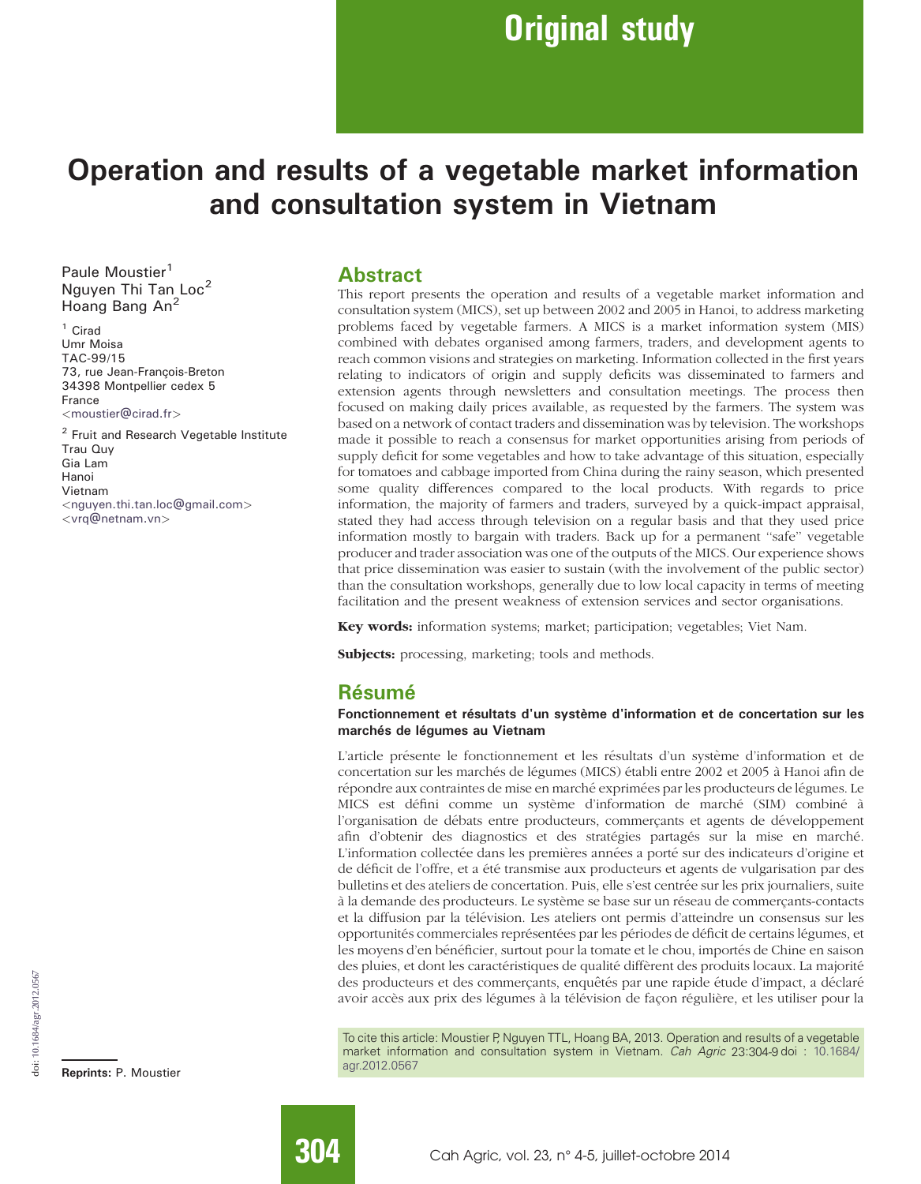Original study

# Operation and results of a vegetable market information and consultation system in Vietnam

Paule Moustier[1]
Nguyen Thi Tan Loc[2]
Hoang Bang An[2]

[1] Cirad
Umr Moisa
TAC-99/15
73, rue Jean-François-Breton
34398 Montpellier cedex 5
France
<moustier@cirad.fr>

[2] Fruit and Research Vegetable Institute
Trau Quy
Gia Lam
Hanoi
Vietnam
<nguyen.thi.tan.loc@gmail.com>
<vrq@netnam.vn>

## Abstract

This report presents the operation and results of a vegetable market information and consultation system (MICS), set up between 2002 and 2005 in Hanoi, to address marketing problems faced by vegetable farmers. A MICS is a market information system (MIS) combined with debates organised among farmers, traders, and development agents to reach common visions and strategies on marketing. Information collected in the first years relating to indicators of origin and supply deficits was disseminated to farmers and extension agents through newsletters and consultation meetings. The process then focused on making daily prices available, as requested by the farmers. The system was based on a network of contact traders and dissemination was by television. The workshops made it possible to reach a consensus for market opportunities arising from periods of supply deficit for some vegetables and how to take advantage of this situation, especially for tomatoes and cabbage imported from China during the rainy season, which presented some quality differences compared to the local products. With regards to price information, the majority of farmers and traders, surveyed by a quick-impact appraisal, stated they had access through television on a regular basis and that they used price information mostly to bargain with traders. Back up for a permanent "safe" vegetable producer and trader association was one of the outputs of the MICS. Our experience shows that price dissemination was easier to sustain (with the involvement of the public sector) than the consultation workshops, generally due to low local capacity in terms of meeting facilitation and the present weakness of extension services and sector organisations.

**Key words:** information systems; market; participation; vegetables; Viet Nam.

**Subjects:** processing, marketing; tools and methods.

## Résumé

### Fonctionnement et résultats d'un système d'information et de concertation sur les marchés de légumes au Vietnam

L'article présente le fonctionnement et les résultats d'un système d'information et de concertation sur les marchés de légumes (MICS) établi entre 2002 et 2005 à Hanoi afin de répondre aux contraintes de mise en marché exprimées par les producteurs de légumes. Le MICS est défini comme un système d'information de marché (SIM) combiné à l'organisation de débats entre producteurs, commerçants et agents de développement afin d'obtenir des diagnostics et des stratégies partagés sur la mise en marché. L'information collectée dans les premières années a porté sur des indicateurs d'origine et de déficit de l'offre, et a été transmise aux producteurs et agents de vulgarisation par des bulletins et des ateliers de concertation. Puis, elle s'est centrée sur les prix journaliers, suite à la demande des producteurs. Le système se base sur un réseau de commerçants-contacts et la diffusion par la télévision. Les ateliers ont permis d'atteindre un consensus sur les opportunités commerciales représentées par les périodes de déficit de certains légumes, et les moyens d'en bénéficier, surtout pour la tomate et le chou, importés de Chine en saison des pluies, et dont les caractéristiques de qualité diffèrent des produits locaux. La majorité des producteurs et des commerçants, enquêtés par une rapide étude d'impact, a déclaré avoir accès aux prix des légumes à la télévision de façon régulière, et les utiliser pour la

To cite this article: Moustier P, Nguyen TTL, Hoang BA, 2013. Operation and results of a vegetable market information and consultation system in Vietnam. *Cah Agric* 23:304-9 doi : 10.1684/agr.2012.0567

doi: 10.1684/agr.2012.0567

**Reprints:** P. Moustier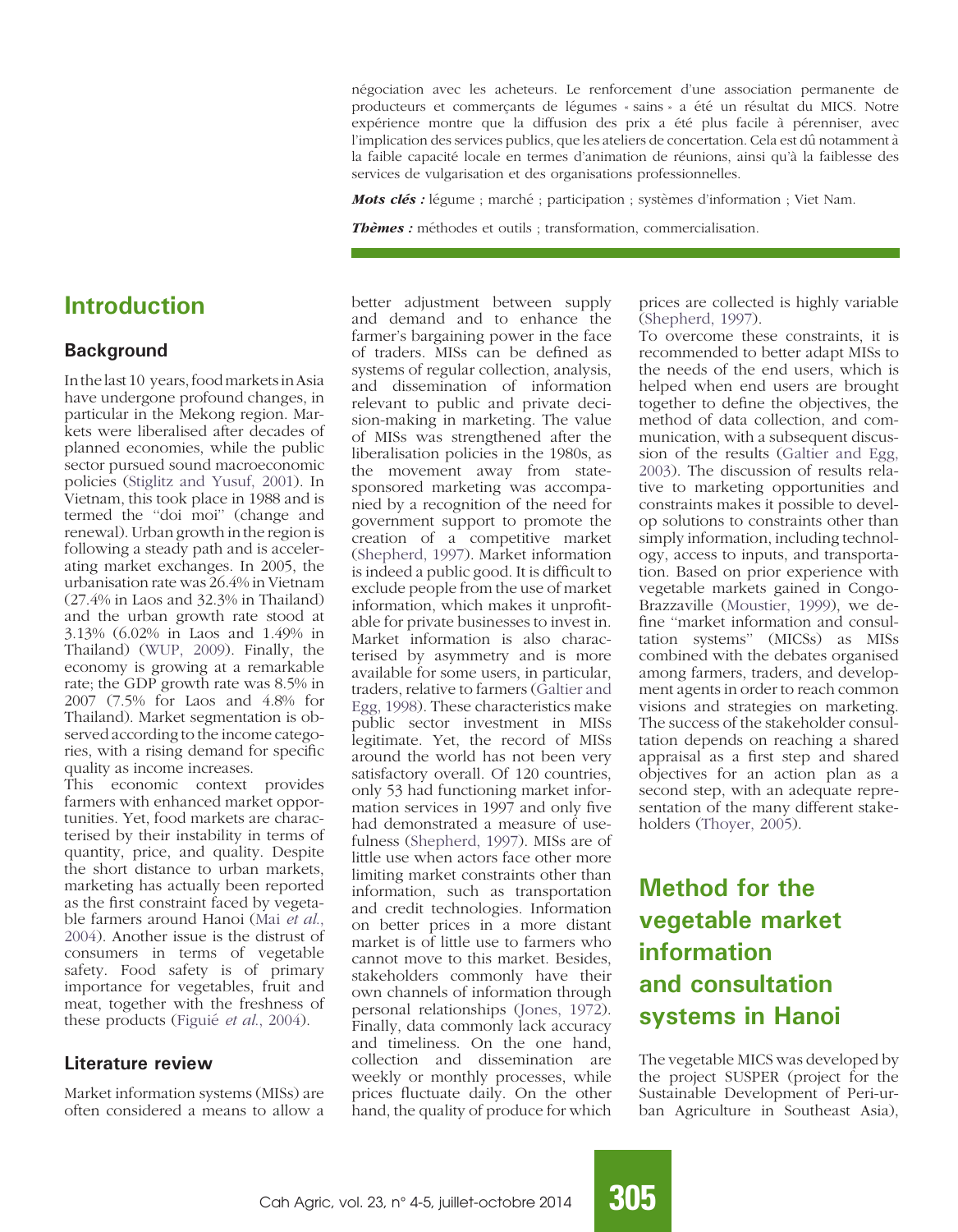négociation avec les acheteurs. Le renforcement d'une association permanente de producteurs et commerçants de légumes « sains » a été un résultat du MICS. Notre expérience montre que la diffusion des prix a été plus facile à pérenniser, avec l'implication des services publics, que les ateliers de concertation. Cela est dû notamment à la faible capacité locale en termes d'animation de réunions, ainsi qu'à la faiblesse des services de vulgarisation et des organisations professionnelles.

***Mots clés :*** légume ; marché ; participation ; systèmes d'information ; Viet Nam.

***Thèmes :*** méthodes et outils ; transformation, commercialisation.

# Introduction

## Background

In the last 10 years, food markets in Asia have undergone profound changes, in particular in the Mekong region. Markets were liberalised after decades of planned economies, while the public sector pursued sound macroeconomic policies (Stiglitz and Yusuf, 2001). In Vietnam, this took place in 1988 and is termed the "doi moi" (change and renewal). Urban growth in the region is following a steady path and is accelerating market exchanges. In 2005, the urbanisation rate was 26.4% in Vietnam (27.4% in Laos and 32.3% in Thailand) and the urban growth rate stood at 3.13% (6.02% in Laos and 1.49% in Thailand) (WUP, 2009). Finally, the economy is growing at a remarkable rate; the GDP growth rate was 8.5% in 2007 (7.5% for Laos and 4.8% for Thailand). Market segmentation is observed according to the income categories, with a rising demand for specific quality as income increases.

This economic context provides farmers with enhanced market opportunities. Yet, food markets are characterised by their instability in terms of quantity, price, and quality. Despite the short distance to urban markets, marketing has actually been reported as the first constraint faced by vegetable farmers around Hanoi (Mai *et al.*, 2004). Another issue is the distrust of consumers in terms of vegetable safety. Food safety is of primary importance for vegetables, fruit and meat, together with the freshness of these products (Figuié *et al.*, 2004).

## Literature review

Market information systems (MISs) are often considered a means to allow a better adjustment between supply and demand and to enhance the farmer's bargaining power in the face of traders. MISs can be defined as systems of regular collection, analysis, and dissemination of information relevant to public and private decision-making in marketing. The value of MISs was strengthened after the liberalisation policies in the 1980s, as the movement away from state-sponsored marketing was accompanied by a recognition of the need for government support to promote the creation of a competitive market (Shepherd, 1997). Market information is indeed a public good. It is difficult to exclude people from the use of market information, which makes it unprofitable for private businesses to invest in. Market information is also characterised by asymmetry and is more available for some users, in particular, traders, relative to farmers (Galtier and Egg, 1998). These characteristics make public sector investment in MISs legitimate. Yet, the record of MISs around the world has not been very satisfactory overall. Of 120 countries, only 53 had functioning market information services in 1997 and only five had demonstrated a measure of usefulness (Shepherd, 1997). MISs are of little use when actors face other more limiting market constraints other than information, such as transportation and credit technologies. Information on better prices in a more distant market is of little use to farmers who cannot move to this market. Besides, stakeholders commonly have their own channels of information through personal relationships (Jones, 1972). Finally, data commonly lack accuracy and timeliness. On the one hand, collection and dissemination are weekly or monthly processes, while prices fluctuate daily. On the other hand, the quality of produce for which prices are collected is highly variable (Shepherd, 1997).

To overcome these constraints, it is recommended to better adapt MISs to the needs of the end users, which is helped when end users are brought together to define the objectives, the method of data collection, and communication, with a subsequent discussion of the results (Galtier and Egg, 2003). The discussion of results relative to marketing opportunities and constraints makes it possible to develop solutions to constraints other than simply information, including technology, access to inputs, and transportation. Based on prior experience with vegetable markets gained in Congo-Brazzaville (Moustier, 1999), we define "market information and consultation systems" (MICSs) as MISs combined with the debates organised among farmers, traders, and development agents in order to reach common visions and strategies on marketing. The success of the stakeholder consultation depends on reaching a shared appraisal as a first step and shared objectives for an action plan as a second step, with an adequate representation of the many different stakeholders (Thoyer, 2005).

# Method for the vegetable market information and consultation systems in Hanoi

The vegetable MICS was developed by the project SUSPER (project for the Sustainable Development of Peri-urban Agriculture in Southeast Asia),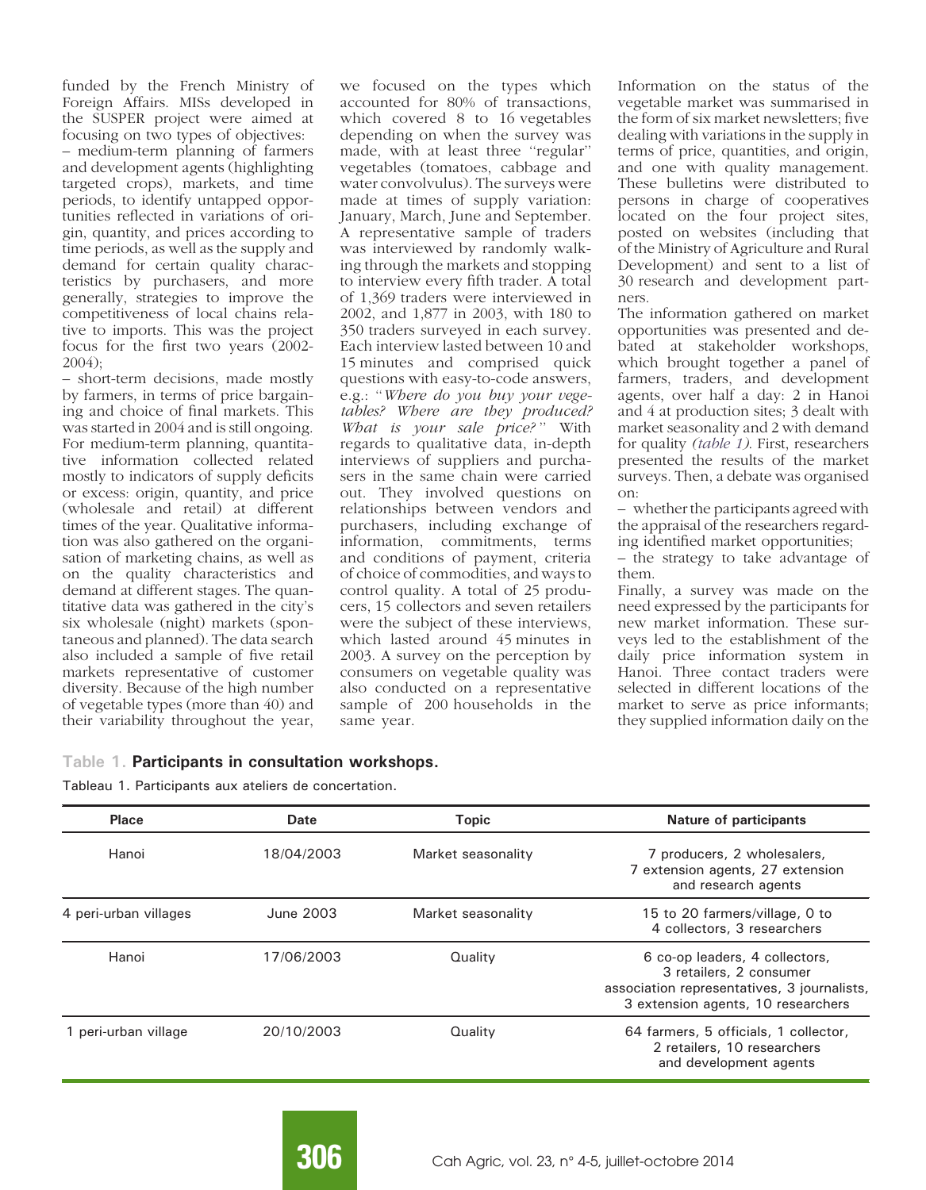funded by the French Ministry of Foreign Affairs. MISs developed in the SUSPER project were aimed at focusing on two types of objectives:

– medium-term planning of farmers and development agents (highlighting targeted crops), markets, and time periods, to identify untapped opportunities reflected in variations of origin, quantity, and prices according to time periods, as well as the supply and demand for certain quality characteristics by purchasers, and more generally, strategies to improve the competitiveness of local chains relative to imports. This was the project focus for the first two years (2002-2004);

– short-term decisions, made mostly by farmers, in terms of price bargaining and choice of final markets. This was started in 2004 and is still ongoing.

For medium-term planning, quantitative information collected related mostly to indicators of supply deficits or excess: origin, quantity, and price (wholesale and retail) at different times of the year. Qualitative information was also gathered on the organisation of marketing chains, as well as on the quality characteristics and demand at different stages. The quantitative data was gathered in the city's six wholesale (night) markets (spontaneous and planned). The data search also included a sample of five retail markets representative of customer diversity. Because of the high number of vegetable types (more than 40) and their variability throughout the year, we focused on the types which accounted for 80% of transactions, which covered 8 to 16 vegetables depending on when the survey was made, with at least three "regular" vegetables (tomatoes, cabbage and water convolvulus). The surveys were made at times of supply variation: January, March, June and September. A representative sample of traders was interviewed by randomly walking through the markets and stopping to interview every fifth trader. A total of 1,369 traders were interviewed in 2002, and 1,877 in 2003, with 180 to 350 traders surveyed in each survey. Each interview lasted between 10 and 15 minutes and comprised quick questions with easy-to-code answers, e.g.: "*Where do you buy your vegetables? Where are they produced? What is your sale price?*" With regards to qualitative data, in-depth interviews of suppliers and purchasers in the same chain were carried out. They involved questions on relationships between vendors and purchasers, including exchange of information, commitments, terms and conditions of payment, criteria of choice of commodities, and ways to control quality. A total of 25 producers, 15 collectors and seven retailers were the subject of these interviews, which lasted around 45 minutes in 2003. A survey on the perception by consumers on vegetable quality was also conducted on a representative sample of 200 households in the same year.

Information on the status of the vegetable market was summarised in the form of six market newsletters; five dealing with variations in the supply in terms of price, quantities, and origin, and one with quality management. These bulletins were distributed to persons in charge of cooperatives located on the four project sites, posted on websites (including that of the Ministry of Agriculture and Rural Development) and sent to a list of 30 research and development partners.

The information gathered on market opportunities was presented and debated at stakeholder workshops, which brought together a panel of farmers, traders, and development agents, over half a day: 2 in Hanoi and 4 at production sites; 3 dealt with market seasonality and 2 with demand for quality *(table 1)*. First, researchers presented the results of the market surveys. Then, a debate was organised on:

– whether the participants agreed with the appraisal of the researchers regarding identified market opportunities;

– the strategy to take advantage of them.

Finally, a survey was made on the need expressed by the participants for new market information. These surveys led to the establishment of the daily price information system in Hanoi. Three contact traders were selected in different locations of the market to serve as price informants; they supplied information daily on the

**Table 1. Participants in consultation workshops.**

Tableau 1. Participants aux ateliers de concertation.

| Place | Date | Topic | Nature of participants |
|---|---|---|---|
| Hanoi | 18/04/2003 | Market seasonality | 7 producers, 2 wholesalers, 7 extension agents, 27 extension and research agents |
| 4 peri-urban villages | June 2003 | Market seasonality | 15 to 20 farmers/village, 0 to 4 collectors, 3 researchers |
| Hanoi | 17/06/2003 | Quality | 6 co-op leaders, 4 collectors, 3 retailers, 2 consumer association representatives, 3 journalists, 3 extension agents, 10 researchers |
| 1 peri-urban village | 20/10/2003 | Quality | 64 farmers, 5 officials, 1 collector, 2 retailers, 10 researchers and development agents |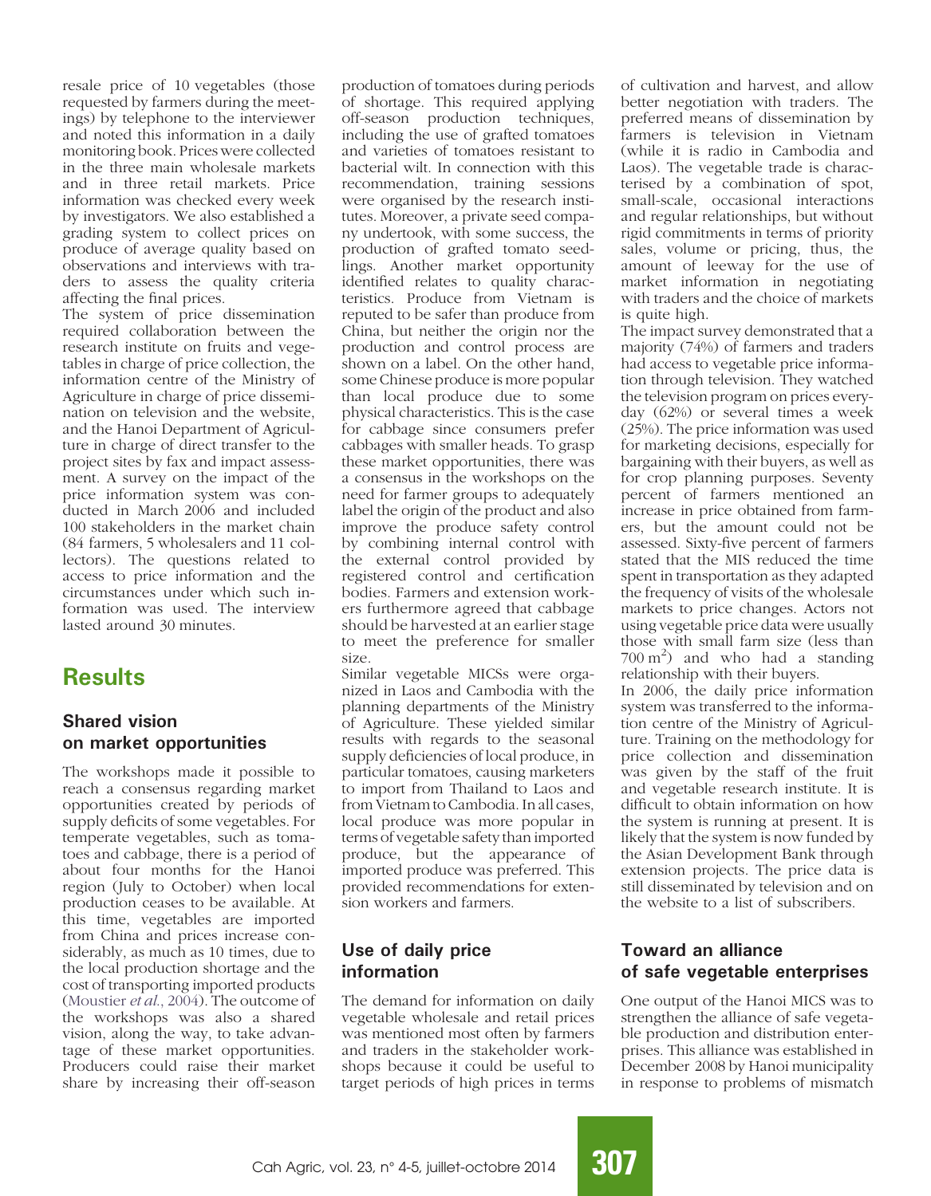resale price of 10 vegetables (those requested by farmers during the meetings) by telephone to the interviewer and noted this information in a daily monitoring book. Prices were collected in the three main wholesale markets and in three retail markets. Price information was checked every week by investigators. We also established a grading system to collect prices on produce of average quality based on observations and interviews with traders to assess the quality criteria affecting the final prices.

The system of price dissemination required collaboration between the research institute on fruits and vegetables in charge of price collection, the information centre of the Ministry of Agriculture in charge of price dissemination on television and the website, and the Hanoi Department of Agriculture in charge of direct transfer to the project sites by fax and impact assessment. A survey on the impact of the price information system was conducted in March 2006 and included 100 stakeholders in the market chain (84 farmers, 5 wholesalers and 11 collectors). The questions related to access to price information and the circumstances under which such information was used. The interview lasted around 30 minutes.

# Results

## Shared vision on market opportunities

The workshops made it possible to reach a consensus regarding market opportunities created by periods of supply deficits of some vegetables. For temperate vegetables, such as tomatoes and cabbage, there is a period of about four months for the Hanoi region (July to October) when local production ceases to be available. At this time, vegetables are imported from China and prices increase considerably, as much as 10 times, due to the local production shortage and the cost of transporting imported products (Moustier *et al.*, 2004). The outcome of the workshops was also a shared vision, along the way, to take advantage of these market opportunities. Producers could raise their market share by increasing their off-season production of tomatoes during periods of shortage. This required applying off-season production techniques, including the use of grafted tomatoes and varieties of tomatoes resistant to bacterial wilt. In connection with this recommendation, training sessions were organised by the research institutes. Moreover, a private seed company undertook, with some success, the production of grafted tomato seedlings. Another market opportunity identified relates to quality characteristics. Produce from Vietnam is reputed to be safer than produce from China, but neither the origin nor the production and control process are shown on a label. On the other hand, some Chinese produce is more popular than local produce due to some physical characteristics. This is the case for cabbage since consumers prefer cabbages with smaller heads. To grasp these market opportunities, there was a consensus in the workshops on the need for farmer groups to adequately label the origin of the product and also improve the produce safety control by combining internal control with the external control provided by registered control and certification bodies. Farmers and extension workers furthermore agreed that cabbage should be harvested at an earlier stage to meet the preference for smaller size.

Similar vegetable MICSs were organized in Laos and Cambodia with the planning departments of the Ministry of Agriculture. These yielded similar results with regards to the seasonal supply deficiencies of local produce, in particular tomatoes, causing marketers to import from Thailand to Laos and from Vietnam to Cambodia. In all cases, local produce was more popular in terms of vegetable safety than imported produce, but the appearance of imported produce was preferred. This provided recommendations for extension workers and farmers.

## Use of daily price information

The demand for information on daily vegetable wholesale and retail prices was mentioned most often by farmers and traders in the stakeholder workshops because it could be useful to target periods of high prices in terms of cultivation and harvest, and allow better negotiation with traders. The preferred means of dissemination by farmers is television in Vietnam (while it is radio in Cambodia and Laos). The vegetable trade is characterised by a combination of spot, small-scale, occasional interactions and regular relationships, but without rigid commitments in terms of priority sales, volume or pricing, thus, the amount of leeway for the use of market information in negotiating with traders and the choice of markets is quite high.

The impact survey demonstrated that a majority (74%) of farmers and traders had access to vegetable price information through television. They watched the television program on prices everyday (62%) or several times a week (25%). The price information was used for marketing decisions, especially for bargaining with their buyers, as well as for crop planning purposes. Seventy percent of farmers mentioned an increase in price obtained from farmers, but the amount could not be assessed. Sixty-five percent of farmers stated that the MIS reduced the time spent in transportation as they adapted the frequency of visits of the wholesale markets to price changes. Actors not using vegetable price data were usually those with small farm size (less than 700 $m^2$) and who had a standing relationship with their buyers.

In 2006, the daily price information system was transferred to the information centre of the Ministry of Agriculture. Training on the methodology for price collection and dissemination was given by the staff of the fruit and vegetable research institute. It is difficult to obtain information on how the system is running at present. It is likely that the system is now funded by the Asian Development Bank through extension projects. The price data is still disseminated by television and on the website to a list of subscribers.

## Toward an alliance of safe vegetable enterprises

One output of the Hanoi MICS was to strengthen the alliance of safe vegetable production and distribution enterprises. This alliance was established in December 2008 by Hanoi municipality in response to problems of mismatch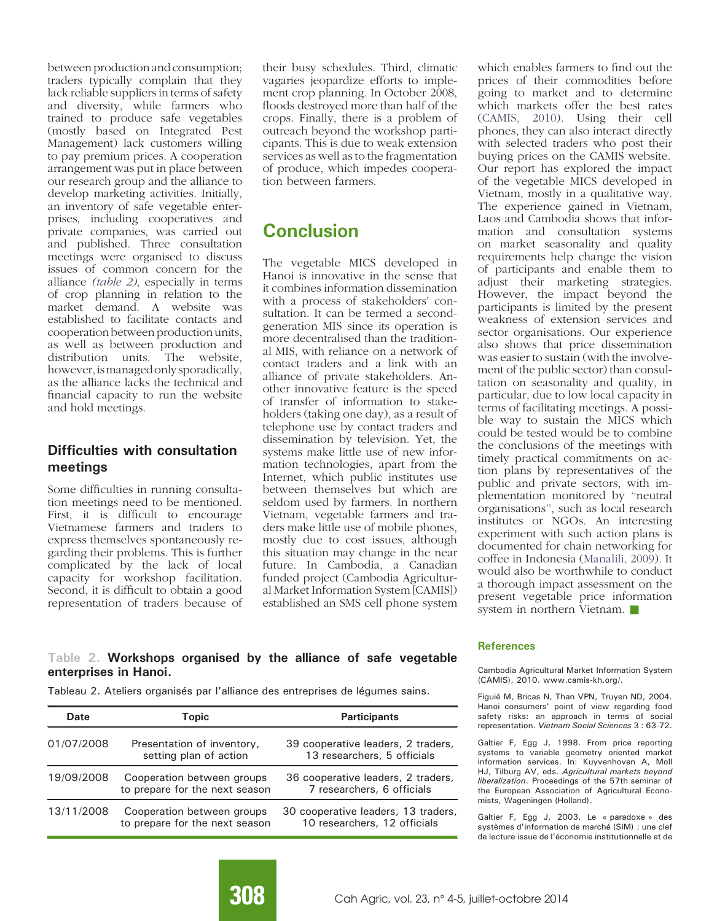between production and consumption; traders typically complain that they lack reliable suppliers in terms of safety and diversity, while farmers who trained to produce safe vegetables (mostly based on Integrated Pest Management) lack customers willing to pay premium prices. A cooperation arrangement was put in place between our research group and the alliance to develop marketing activities. Initially, an inventory of safe vegetable enterprises, including cooperatives and private companies, was carried out and published. Three consultation meetings were organised to discuss issues of common concern for the alliance *(table 2)*, especially in terms of crop planning in relation to the market demand. A website was established to facilitate contacts and cooperation between production units, as well as between production and distribution units. The website, however, is managed only sporadically, as the alliance lacks the technical and financial capacity to run the website and hold meetings.

### Difficulties with consultation meetings

Some difficulties in running consultation meetings need to be mentioned. First, it is difficult to encourage Vietnamese farmers and traders to express themselves spontaneously regarding their problems. This is further complicated by the lack of local capacity for workshop facilitation. Second, it is difficult to obtain a good representation of traders because of their busy schedules. Third, climatic vagaries jeopardize efforts to implement crop planning. In October 2008, floods destroyed more than half of the crops. Finally, there is a problem of outreach beyond the workshop participants. This is due to weak extension services as well as to the fragmentation of produce, which impedes cooperation between farmers.

## Conclusion

The vegetable MICS developed in Hanoi is innovative in the sense that it combines information dissemination with a process of stakeholders' consultation. It can be termed a second-generation MIS since its operation is more decentralised than the traditional MIS, with reliance on a network of contact traders and a link with an alliance of private stakeholders. Another innovative feature is the speed of transfer of information to stakeholders (taking one day), as a result of telephone use by contact traders and dissemination by television. Yet, the systems make little use of new information technologies, apart from the Internet, which public institutes use between themselves but which are seldom used by farmers. In northern Vietnam, vegetable farmers and traders make little use of mobile phones, mostly due to cost issues, although this situation may change in the near future. In Cambodia, a Canadian funded project (Cambodia Agricultural Market Information System [CAMIS]) established an SMS cell phone system which enables farmers to find out the prices of their commodities before going to market and to determine which markets offer the best rates (CAMIS, 2010). Using their cell phones, they can also interact directly with selected traders who post their buying prices on the CAMIS website.

Our report has explored the impact of the vegetable MICS developed in Vietnam, mostly in a qualitative way. The experience gained in Vietnam, Laos and Cambodia shows that information and consultation systems on market seasonality and quality requirements help change the vision of participants and enable them to adjust their marketing strategies. However, the impact beyond the participants is limited by the present weakness of extension services and sector organisations. Our experience also shows that price dissemination was easier to sustain (with the involvement of the public sector) than consultation on seasonality and quality, in particular, due to low local capacity in terms of facilitating meetings. A possible way to sustain the MICS which could be tested would be to combine the conclusions of the meetings with timely practical commitments on action plans by representatives of the public and private sectors, with implementation monitored by "neutral organisations", such as local research institutes or NGOs. An interesting experiment with such action plans is documented for chain networking for coffee in Indonesia (Manalili, 2009). It would also be worthwhile to conduct a thorough impact assessment on the present vegetable price information system in northern Vietnam. ■

Table 2. **Workshops organised by the alliance of safe vegetable enterprises in Hanoi.**

Tableau 2. Ateliers organisés par l'alliance des entreprises de légumes sains.

| Date | Topic | Participants |
|---|---|---|
| 01/07/2008 | Presentation of inventory, setting plan of action | 39 cooperative leaders, 2 traders, 13 researchers, 5 officials |
| 19/09/2008 | Cooperation between groups to prepare for the next season | 36 cooperative leaders, 2 traders, 7 researchers, 6 officials |
| 13/11/2008 | Cooperation between groups to prepare for the next season | 30 cooperative leaders, 13 traders, 10 researchers, 12 officials |

### References

Cambodia Agricultural Market Information System (CAMIS), 2010. www.camis-kh.org/.

Figuié M, Bricas N, Than VPN, Truyen ND, 2004. Hanoi consumers' point of view regarding food safety risks: an approach in terms of social representation. *Vietnam Social Sciences* 3 : 63-72.

Galtier F, Egg J, 1998. From price reporting systems to variable geometry oriented market information services. In: Kuyvenhoven A, Moll HJ, Tilburg AV, eds. *Agricultural markets beyond liberalization*. Proceedings of the 57th seminar of the European Association of Agricultural Economists, Wageningen (Holland).

Galtier F, Egg J, 2003. Le « paradoxe » des systèmes d'information de marché (SIM) : une clef de lecture issue de l'économie institutionnelle et de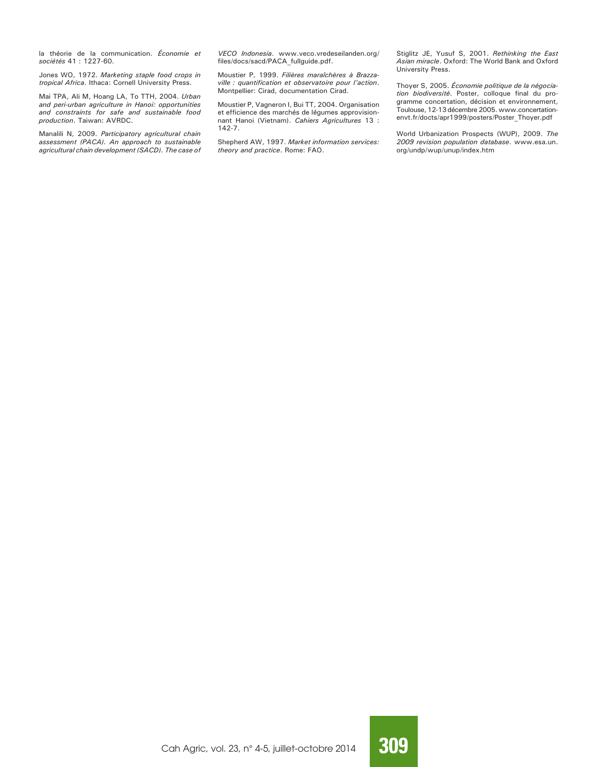la théorie de la communication. *Économie et sociétés* 41 : 1227-60.

Jones WO, 1972. *Marketing staple food crops in tropical Africa*. Ithaca: Cornell University Press.

Mai TPA, Ali M, Hoang LA, To TTH, 2004. *Urban and peri-urban agriculture in Hanoi: opportunities and constraints for safe and sustainable food production*. Taiwan: AVRDC.

Manalili N, 2009. *Participatory agricultural chain assessment (PACA). An approach to sustainable agricultural chain development (SACD). The case of VECO Indonesia*. www.veco.vredeseilanden.org/files/docs/sacd/PACA_fullguide.pdf.

Moustier P, 1999. *Filières maraîchères à Brazzaville : quantification et observatoire pour l'action*. Montpellier: Cirad, documentation Cirad.

Moustier P, Vagneron I, Bui TT, 2004. Organisation et efficience des marchés de légumes approvisionnant Hanoi (Vietnam). *Cahiers Agricultures* 13 : 142-7.

Shepherd AW, 1997. *Market information services: theory and practice*. Rome: FAO.

Stiglitz JE, Yusuf S, 2001. *Rethinking the East Asian miracle*. Oxford: The World Bank and Oxford University Press.

Thoyer S, 2005. *Économie politique de la négociation biodiversité*. Poster, colloque final du programme concertation, décision et environnement, Toulouse, 12-13 décembre 2005. www.concertation-envt.fr/docts/apr1999/posters/Poster_Thoyer.pdf

World Urbanization Prospects (WUP), 2009. *The 2009 revision population database*. www.esa.un.org/undp/wup/unup/index.htm